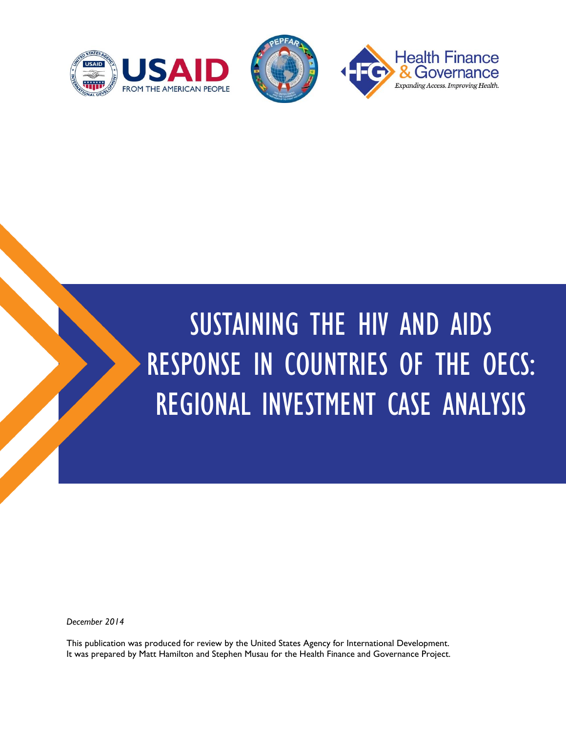# SUSTAINING THE HIV AND AIDS RESPONSE IN COUNTRIES OF THE OECS: REGIONAL INVESTMENT CASE ANALYSIS

*December 2014*

This publication was produced for review by the United States Agency for International Development. It was prepared by Matt Hamilton and Stephen Musau for the Health Finance and Governance Project.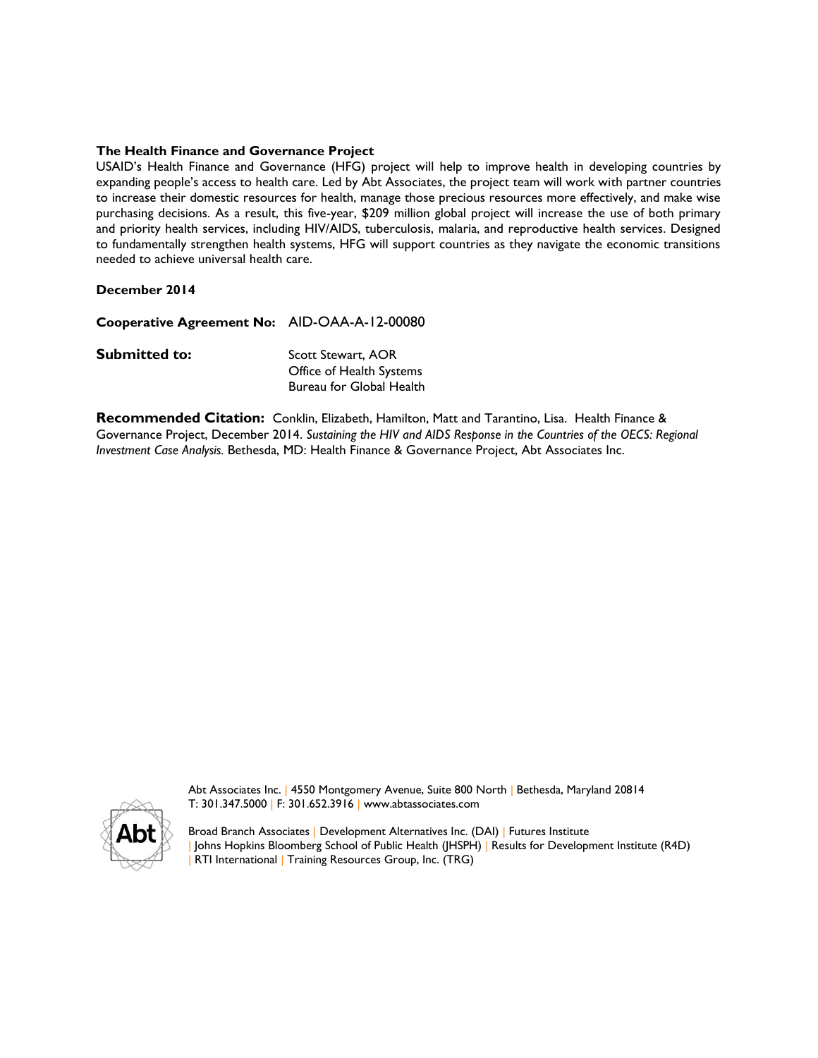**The Health Finance and Governance Project**

USAID's Health Finance and Governance (HFG) project will help to improve health in developing countries by expanding people's access to health care. Led by Abt Associates, the project team will work with partner countries to increase their domestic resources for health, manage those precious resources more effectively, and make wise purchasing decisions. As a result, this five-year, $209 million global project will increase the use of both primary and priority health services, including HIV/AIDS, tuberculosis, malaria, and reproductive health services. Designed to fundamentally strengthen health systems, HFG will support countries as they navigate the economic transitions needed to achieve universal health care.

**December 2014**

**Cooperative Agreement No:** AID-OAA-A-12-00080

**Submitted to:** Scott Stewart, AOR
Office of Health Systems
Bureau for Global Health

**Recommended Citation:** Conklin, Elizabeth, Hamilton, Matt and Tarantino, Lisa. Health Finance & Governance Project, December 2014. *Sustaining the HIV and AIDS Response in the Countries of the OECS: Regional Investment Case Analysis.* Bethesda, MD: Health Finance & Governance Project, Abt Associates Inc.

Abt Associates Inc. | 4550 Montgomery Avenue, Suite 800 North | Bethesda, Maryland 20814
T: 301.347.5000 | F: 301.652.3916 | www.abtassociates.com

Broad Branch Associates | Development Alternatives Inc. (DAI) | Futures Institute
| Johns Hopkins Bloomberg School of Public Health (JHSPH) | Results for Development Institute (R4D)
| RTI International | Training Resources Group, Inc. (TRG)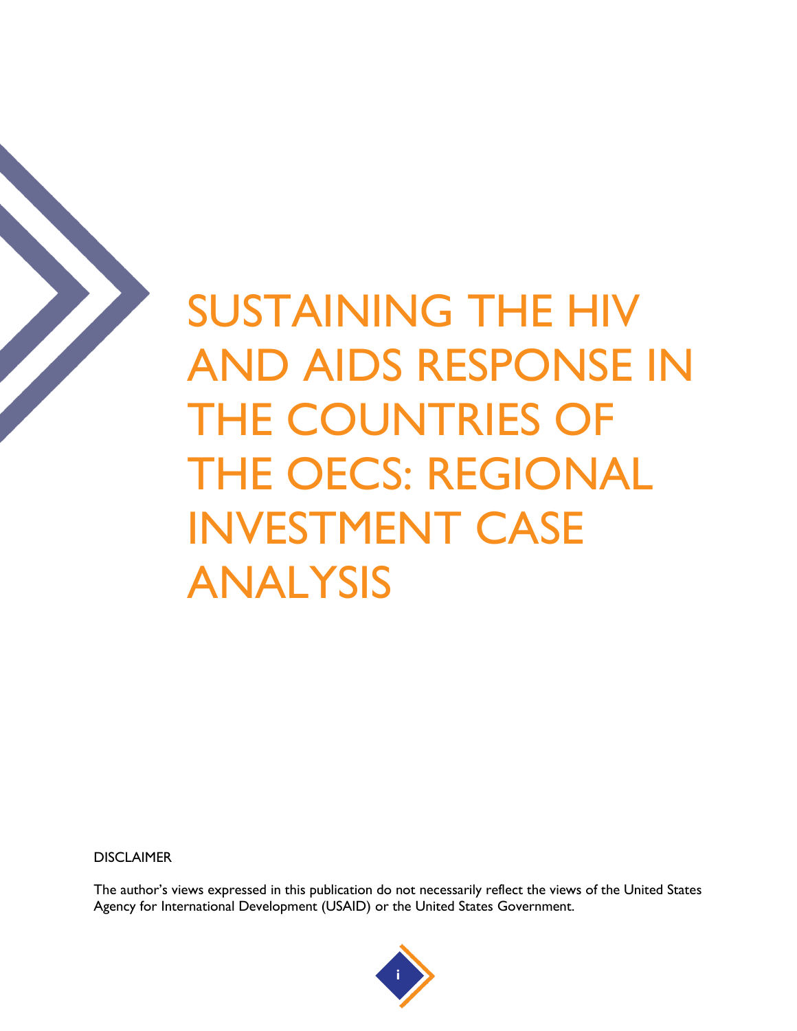# SUSTAINING THE HIV AND AIDS RESPONSE IN THE COUNTRIES OF THE OECS: REGIONAL INVESTMENT CASE ANALYSIS

DISCLAIMER

The author's views expressed in this publication do not necessarily reflect the views of the United States Agency for International Development (USAID) or the United States Government.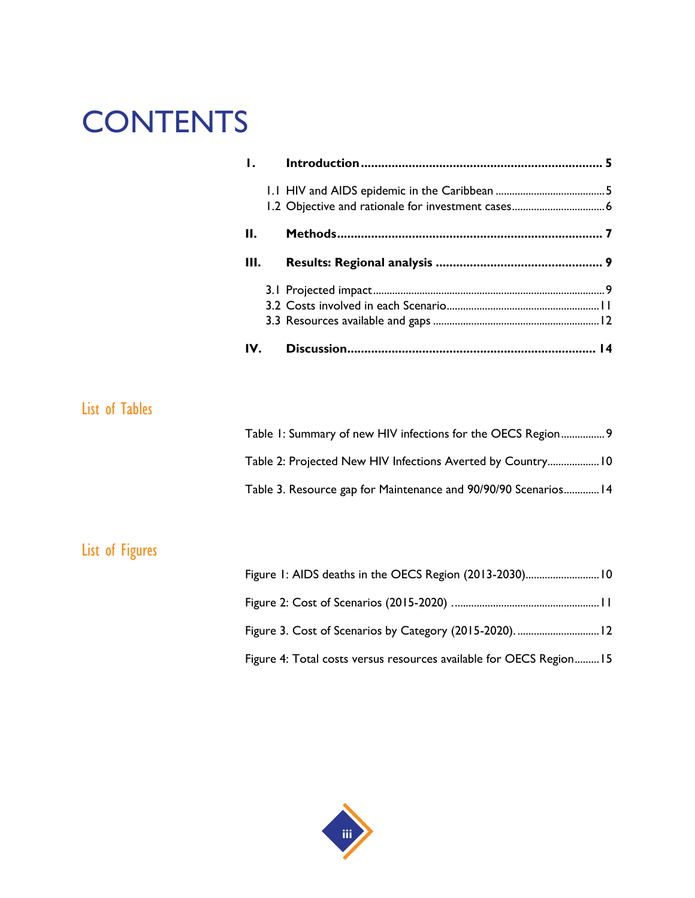# CONTENTS

**I. Introduction** ........................................................................ **5**

1.1 HIV and AIDS epidemic in the Caribbean ........................................ 5

1.2 Objective and rationale for investment cases ................................. 6

**II. Methods** ............................................................................... **7**

**III. Results: Regional analysis** ................................................. **9**

3.1 Projected impact .................................................................................... 9

3.2 Costs involved in each Scenario ....................................................... 11

3.3 Resources available and gaps ............................................................ 12

**IV. Discussion** ......................................................................... **14**

## List of Tables

Table 1: Summary of new HIV infections for the OECS Region ................ 9

Table 2: Projected New HIV Infections Averted by Country ................... 10

Table 3. Resource gap for Maintenance and 90/90/90 Scenarios ............ 14

## List of Figures

Figure 1: AIDS deaths in the OECS Region (2013-2030) ........................... 10

Figure 2: Cost of Scenarios (2015-2020) ...................................................... 11

Figure 3. Cost of Scenarios by Category (2015-2020). .............................. 12

Figure 4: Total costs versus resources available for OECS Region ......... 15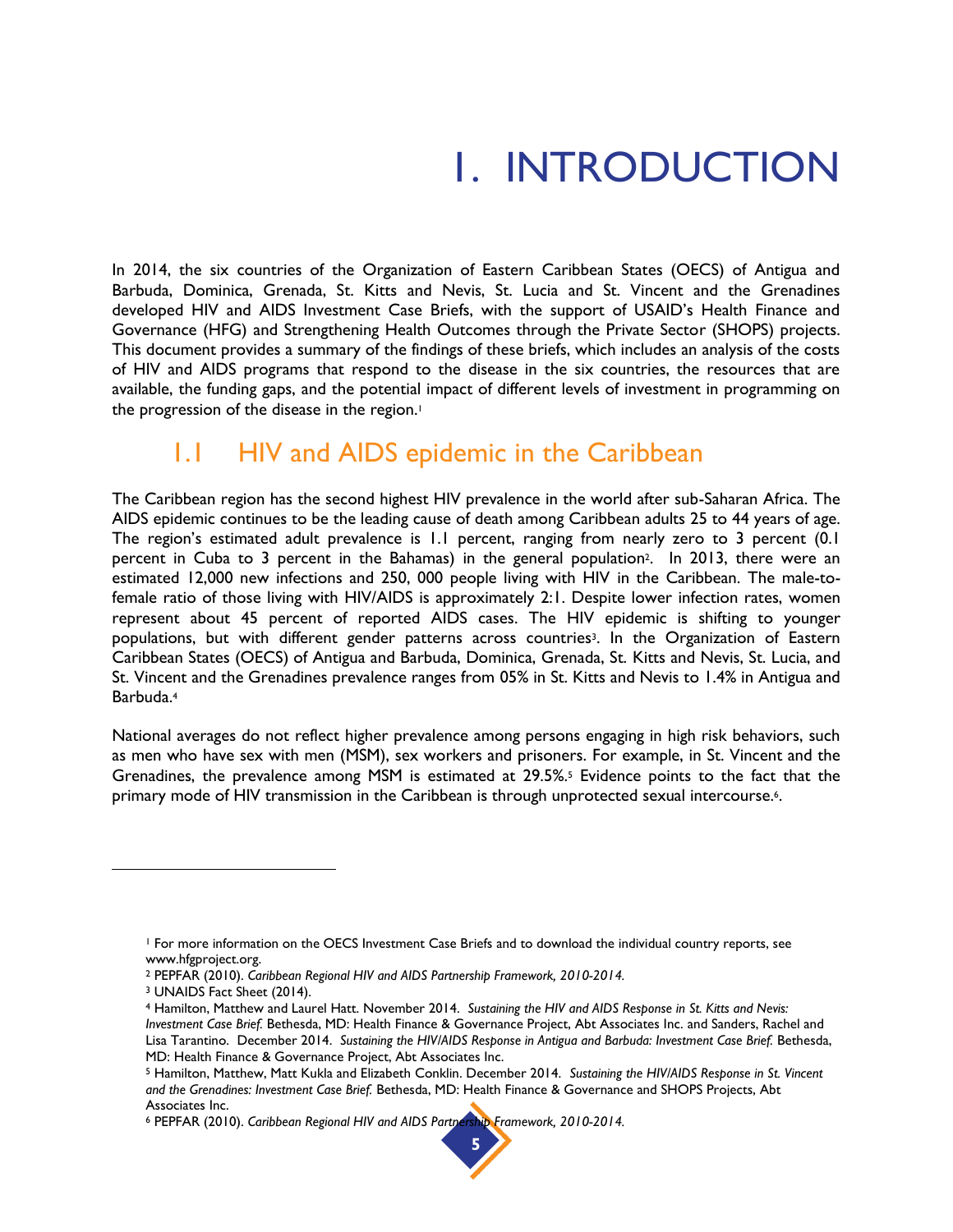# 1. INTRODUCTION

In 2014, the six countries of the Organization of Eastern Caribbean States (OECS) of Antigua and Barbuda, Dominica, Grenada, St. Kitts and Nevis, St. Lucia and St. Vincent and the Grenadines developed HIV and AIDS Investment Case Briefs, with the support of USAID's Health Finance and Governance (HFG) and Strengthening Health Outcomes through the Private Sector (SHOPS) projects. This document provides a summary of the findings of these briefs, which includes an analysis of the costs of HIV and AIDS programs that respond to the disease in the six countries, the resources that are available, the funding gaps, and the potential impact of different levels of investment in programming on the progression of the disease in the region.[1]

## 1.1 HIV and AIDS epidemic in the Caribbean

The Caribbean region has the second highest HIV prevalence in the world after sub-Saharan Africa. The AIDS epidemic continues to be the leading cause of death among Caribbean adults 25 to 44 years of age. The region's estimated adult prevalence is 1.1 percent, ranging from nearly zero to 3 percent (0.1 percent in Cuba to 3 percent in the Bahamas) in the general population[2]. In 2013, there were an estimated 12,000 new infections and 250, 000 people living with HIV in the Caribbean. The male-to-female ratio of those living with HIV/AIDS is approximately 2:1. Despite lower infection rates, women represent about 45 percent of reported AIDS cases. The HIV epidemic is shifting to younger populations, but with different gender patterns across countries[3]. In the Organization of Eastern Caribbean States (OECS) of Antigua and Barbuda, Dominica, Grenada, St. Kitts and Nevis, St. Lucia, and St. Vincent and the Grenadines prevalence ranges from 05% in St. Kitts and Nevis to 1.4% in Antigua and Barbuda.[4]

National averages do not reflect higher prevalence among persons engaging in high risk behaviors, such as men who have sex with men (MSM), sex workers and prisoners. For example, in St. Vincent and the Grenadines, the prevalence among MSM is estimated at 29.5%.[5] Evidence points to the fact that the primary mode of HIV transmission in the Caribbean is through unprotected sexual intercourse.[6].

---

[1] For more information on the OECS Investment Case Briefs and to download the individual country reports, see www.hfgproject.org.

[2] PEPFAR (2010). *Caribbean Regional HIV and AIDS Partnership Framework, 2010-2014.*

[3] UNAIDS Fact Sheet (2014).

[4] Hamilton, Matthew and Laurel Hatt. November 2014. *Sustaining the HIV and AIDS Response in St. Kitts and Nevis: Investment Case Brief.* Bethesda, MD: Health Finance & Governance Project, Abt Associates Inc. and Sanders, Rachel and Lisa Tarantino. December 2014. *Sustaining the HIV/AIDS Response in Antigua and Barbuda: Investment Case Brief.* Bethesda, MD: Health Finance & Governance Project, Abt Associates Inc.

[5] Hamilton, Matthew, Matt Kukla and Elizabeth Conklin. December 2014. *Sustaining the HIV/AIDS Response in St. Vincent and the Grenadines: Investment Case Brief.* Bethesda, MD: Health Finance & Governance and SHOPS Projects, Abt Associates Inc.

[6] PEPFAR (2010). *Caribbean Regional HIV and AIDS Partnership Framework, 2010-2014.*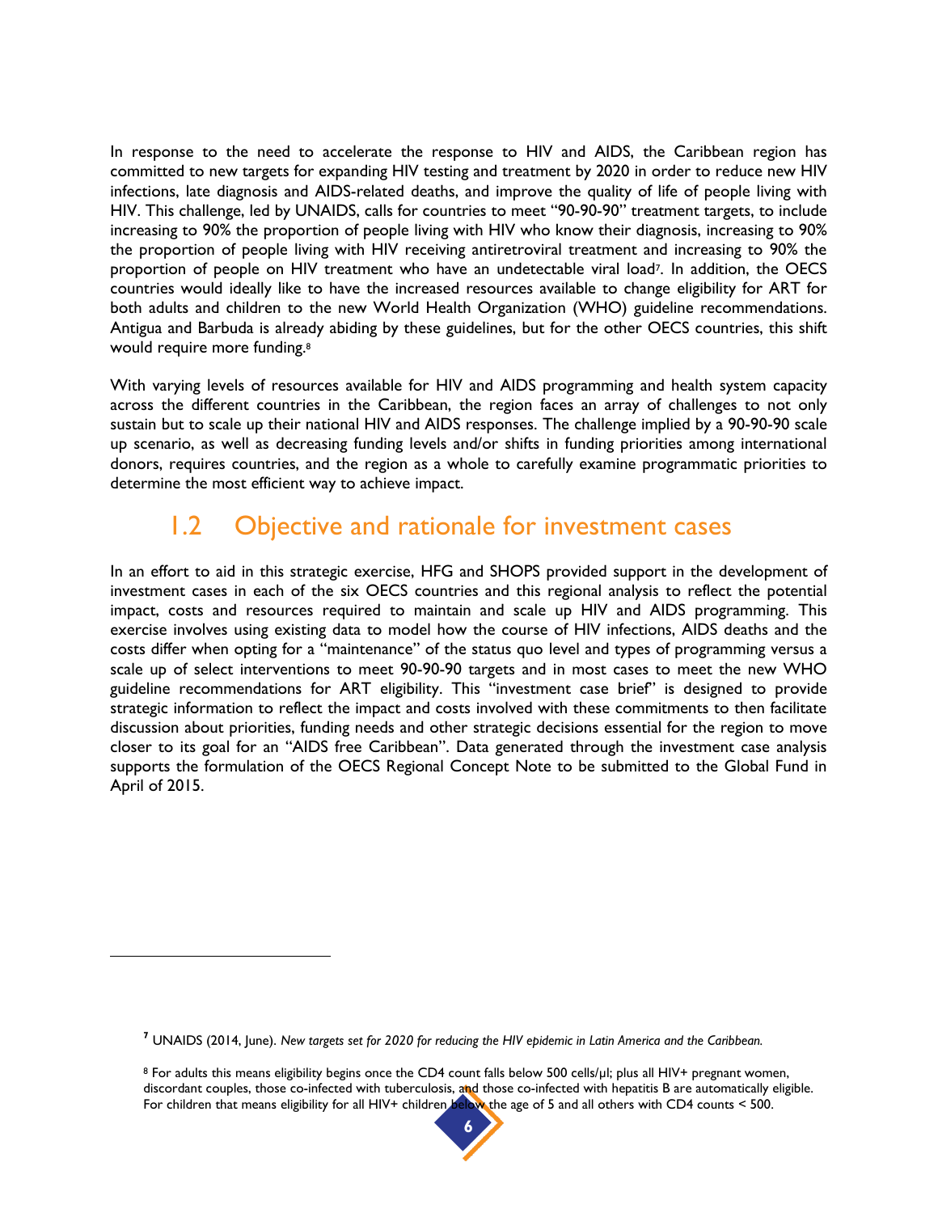In response to the need to accelerate the response to HIV and AIDS, the Caribbean region has committed to new targets for expanding HIV testing and treatment by 2020 in order to reduce new HIV infections, late diagnosis and AIDS-related deaths, and improve the quality of life of people living with HIV. This challenge, led by UNAIDS, calls for countries to meet "90-90-90" treatment targets, to include increasing to 90% the proportion of people living with HIV who know their diagnosis, increasing to 90% the proportion of people living with HIV receiving antiretroviral treatment and increasing to 90% the proportion of people on HIV treatment who have an undetectable viral load[7]. In addition, the OECS countries would ideally like to have the increased resources available to change eligibility for ART for both adults and children to the new World Health Organization (WHO) guideline recommendations. Antigua and Barbuda is already abiding by these guidelines, but for the other OECS countries, this shift would require more funding.[8]

With varying levels of resources available for HIV and AIDS programming and health system capacity across the different countries in the Caribbean, the region faces an array of challenges to not only sustain but to scale up their national HIV and AIDS responses. The challenge implied by a 90-90-90 scale up scenario, as well as decreasing funding levels and/or shifts in funding priorities among international donors, requires countries, and the region as a whole to carefully examine programmatic priorities to determine the most efficient way to achieve impact.

## 1.2 Objective and rationale for investment cases

In an effort to aid in this strategic exercise, HFG and SHOPS provided support in the development of investment cases in each of the six OECS countries and this regional analysis to reflect the potential impact, costs and resources required to maintain and scale up HIV and AIDS programming. This exercise involves using existing data to model how the course of HIV infections, AIDS deaths and the costs differ when opting for a "maintenance" of the status quo level and types of programming versus a scale up of select interventions to meet 90-90-90 targets and in most cases to meet the new WHO guideline recommendations for ART eligibility. This "investment case brief" is designed to provide strategic information to reflect the impact and costs involved with these commitments to then facilitate discussion about priorities, funding needs and other strategic decisions essential for the region to move closer to its goal for an "AIDS free Caribbean". Data generated through the investment case analysis supports the formulation of the OECS Regional Concept Note to be submitted to the Global Fund in April of 2015.

---

[7] UNAIDS (2014, June). *New targets set for 2020 for reducing the HIV epidemic in Latin America and the Caribbean.*

[8] For adults this means eligibility begins once the CD4 count falls below 500 cells/µl; plus all HIV+ pregnant women, discordant couples, those co-infected with tuberculosis, and those co-infected with hepatitis B are automatically eligible. For children that means eligibility for all HIV+ children below the age of 5 and all others with CD4 counts < 500.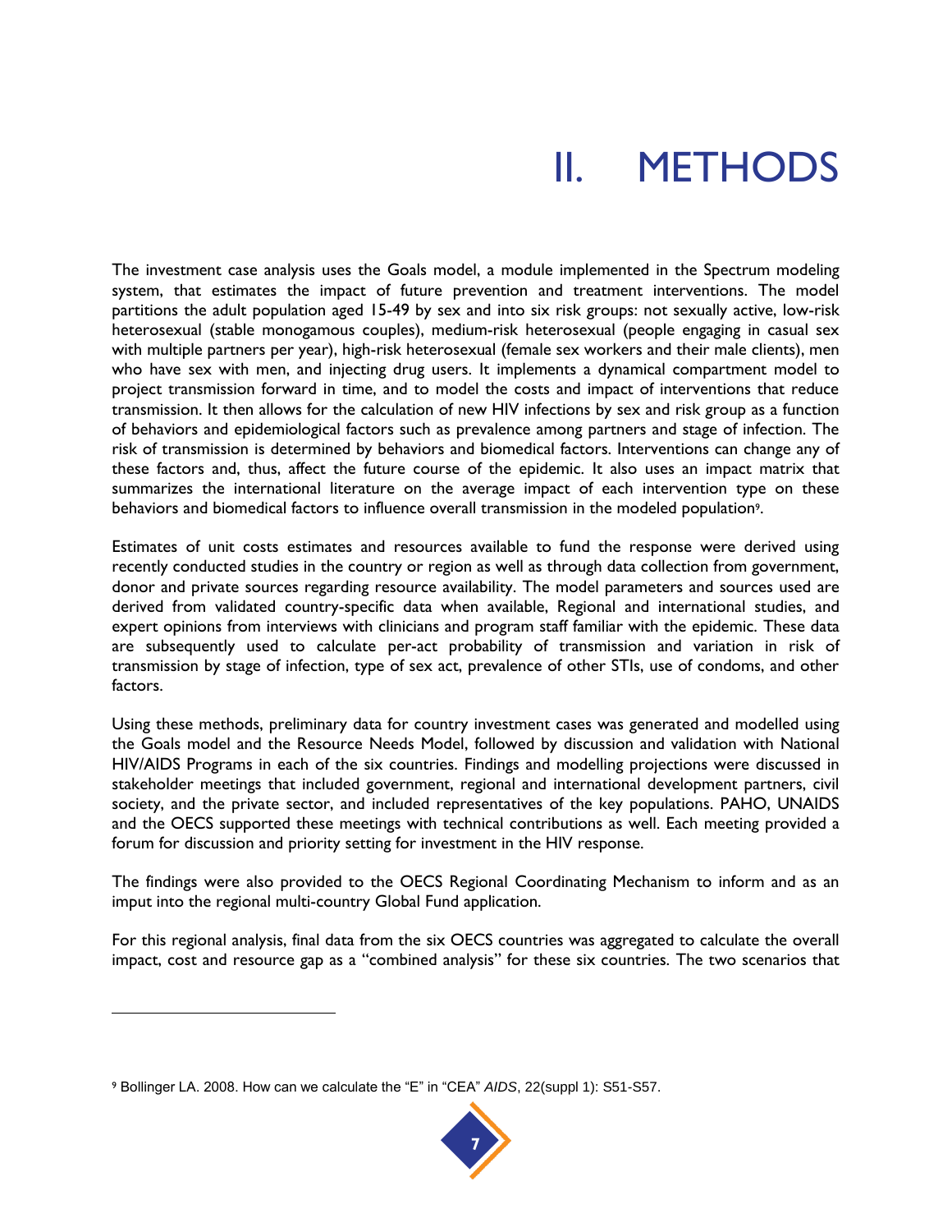# II. METHODS

The investment case analysis uses the Goals model, a module implemented in the Spectrum modeling system, that estimates the impact of future prevention and treatment interventions. The model partitions the adult population aged 15-49 by sex and into six risk groups: not sexually active, low-risk heterosexual (stable monogamous couples), medium-risk heterosexual (people engaging in casual sex with multiple partners per year), high-risk heterosexual (female sex workers and their male clients), men who have sex with men, and injecting drug users. It implements a dynamical compartment model to project transmission forward in time, and to model the costs and impact of interventions that reduce transmission. It then allows for the calculation of new HIV infections by sex and risk group as a function of behaviors and epidemiological factors such as prevalence among partners and stage of infection. The risk of transmission is determined by behaviors and biomedical factors. Interventions can change any of these factors and, thus, affect the future course of the epidemic. It also uses an impact matrix that summarizes the international literature on the average impact of each intervention type on these behaviors and biomedical factors to influence overall transmission in the modeled population[9].

Estimates of unit costs estimates and resources available to fund the response were derived using recently conducted studies in the country or region as well as through data collection from government, donor and private sources regarding resource availability. The model parameters and sources used are derived from validated country-specific data when available, Regional and international studies, and expert opinions from interviews with clinicians and program staff familiar with the epidemic. These data are subsequently used to calculate per-act probability of transmission and variation in risk of transmission by stage of infection, type of sex act, prevalence of other STIs, use of condoms, and other factors.

Using these methods, preliminary data for country investment cases was generated and modelled using the Goals model and the Resource Needs Model, followed by discussion and validation with National HIV/AIDS Programs in each of the six countries. Findings and modelling projections were discussed in stakeholder meetings that included government, regional and international development partners, civil society, and the private sector, and included representatives of the key populations. PAHO, UNAIDS and the OECS supported these meetings with technical contributions as well. Each meeting provided a forum for discussion and priority setting for investment in the HIV response.

The findings were also provided to the OECS Regional Coordinating Mechanism to inform and as an imput into the regional multi-country Global Fund application.

For this regional analysis, final data from the six OECS countries was aggregated to calculate the overall impact, cost and resource gap as a "combined analysis" for these six countries. The two scenarios that

---

[9] Bollinger LA. 2008. How can we calculate the "E" in "CEA" *AIDS*, 22(suppl 1): S51-S57.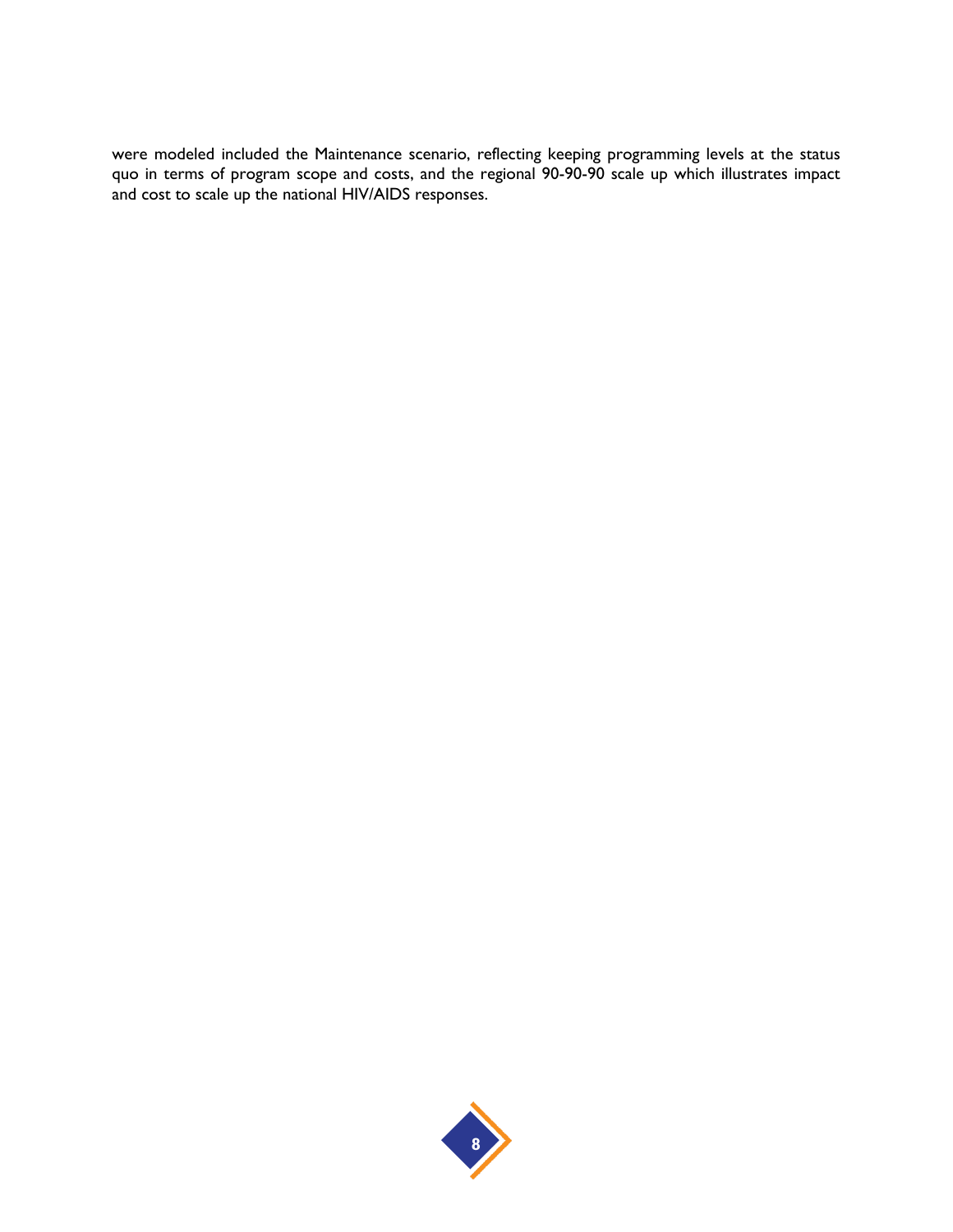were modeled included the Maintenance scenario, reflecting keeping programming levels at the status quo in terms of program scope and costs, and the regional 90-90-90 scale up which illustrates impact and cost to scale up the national HIV/AIDS responses.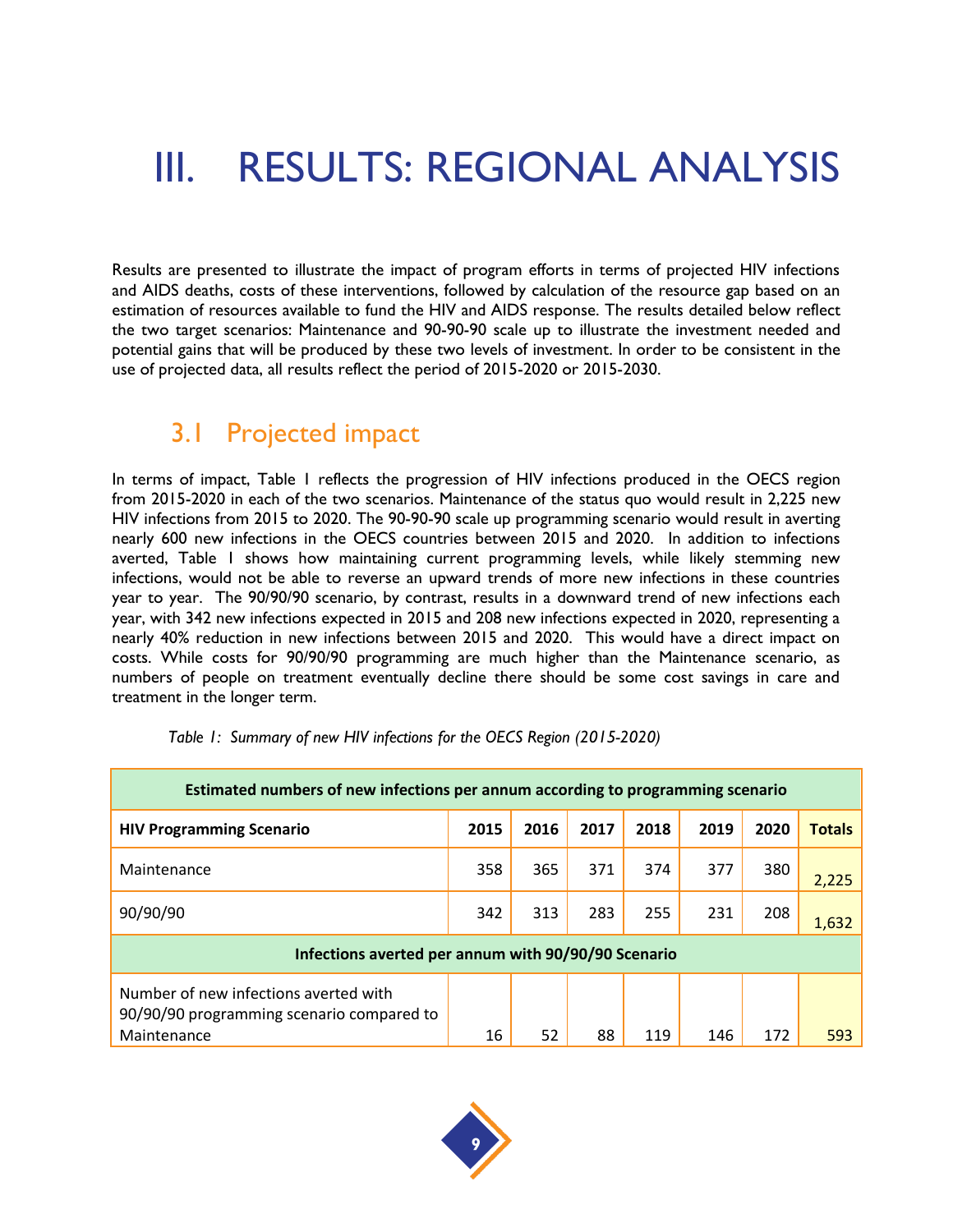# III. RESULTS: REGIONAL ANALYSIS

Results are presented to illustrate the impact of program efforts in terms of projected HIV infections and AIDS deaths, costs of these interventions, followed by calculation of the resource gap based on an estimation of resources available to fund the HIV and AIDS response. The results detailed below reflect the two target scenarios: Maintenance and 90-90-90 scale up to illustrate the investment needed and potential gains that will be produced by these two levels of investment. In order to be consistent in the use of projected data, all results reflect the period of 2015-2020 or 2015-2030.

## 3.1 Projected impact

In terms of impact, Table 1 reflects the progression of HIV infections produced in the OECS region from 2015-2020 in each of the two scenarios. Maintenance of the status quo would result in 2,225 new HIV infections from 2015 to 2020. The 90-90-90 scale up programming scenario would result in averting nearly 600 new infections in the OECS countries between 2015 and 2020. In addition to infections averted, Table 1 shows how maintaining current programming levels, while likely stemming new infections, would not be able to reverse an upward trends of more new infections in these countries year to year. The 90/90/90 scenario, by contrast, results in a downward trend of new infections each year, with 342 new infections expected in 2015 and 208 new infections expected in 2020, representing a nearly 40% reduction in new infections between 2015 and 2020. This would have a direct impact on costs. While costs for 90/90/90 programming are much higher than the Maintenance scenario, as numbers of people on treatment eventually decline there should be some cost savings in care and treatment in the longer term.

*Table 1: Summary of new HIV infections for the OECS Region (2015-2020)*

| **Estimated numbers of new infections per annum according to programming scenario** | | | | | | | |
|---|---|---|---|---|---|---|---|
| **HIV Programming Scenario** | **2015** | **2016** | **2017** | **2018** | **2019** | **2020** | **Totals** |
| Maintenance | 358 | 365 | 371 | 374 | 377 | 380 | 2,225 |
| 90/90/90 | 342 | 313 | 283 | 255 | 231 | 208 | 1,632 |
| **Infections averted per annum with 90/90/90 Scenario** | | | | | | | |
| Number of new infections averted with 90/90/90 programming scenario compared to Maintenance | 16 | 52 | 88 | 119 | 146 | 172 | 593 |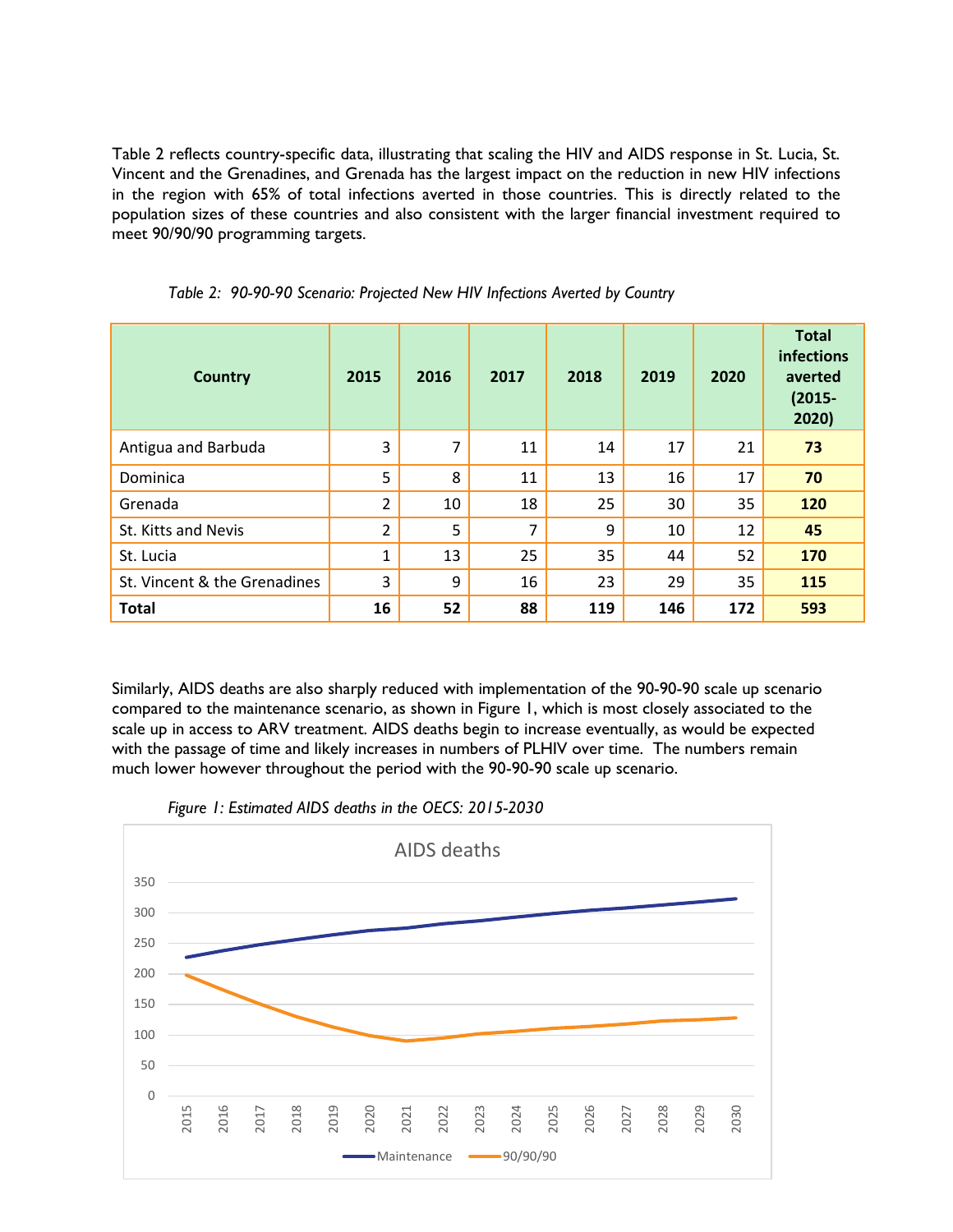Table 2 reflects country-specific data, illustrating that scaling the HIV and AIDS response in St. Lucia, St. Vincent and the Grenadines, and Grenada has the largest impact on the reduction in new HIV infections in the region with 65% of total infections averted in those countries. This is directly related to the population sizes of these countries and also consistent with the larger financial investment required to meet 90/90/90 programming targets.

*Table 2: 90-90-90 Scenario: Projected New HIV Infections Averted by Country*

| Country | 2015 | 2016 | 2017 | 2018 | 2019 | 2020 | Total infections averted (2015-2020) |
|---|---|---|---|---|---|---|---|
| Antigua and Barbuda | 3 | 7 | 11 | 14 | 17 | 21 | **73** |
| Dominica | 5 | 8 | 11 | 13 | 16 | 17 | **70** |
| Grenada | 2 | 10 | 18 | 25 | 30 | 35 | **120** |
| St. Kitts and Nevis | 2 | 5 | 7 | 9 | 10 | 12 | **45** |
| St. Lucia | 1 | 13 | 25 | 35 | 44 | 52 | **170** |
| St. Vincent & the Grenadines | 3 | 9 | 16 | 23 | 29 | 35 | **115** |
| **Total** | **16** | **52** | **88** | **119** | **146** | **172** | **593** |

Similarly, AIDS deaths are also sharply reduced with implementation of the 90-90-90 scale up scenario compared to the maintenance scenario, as shown in Figure 1, which is most closely associated to the scale up in access to ARV treatment. AIDS deaths begin to increase eventually, as would be expected with the passage of time and likely increases in numbers of PLHIV over time. The numbers remain much lower however throughout the period with the 90-90-90 scale up scenario.

*Figure 1: Estimated AIDS deaths in the OECS: 2015-2030*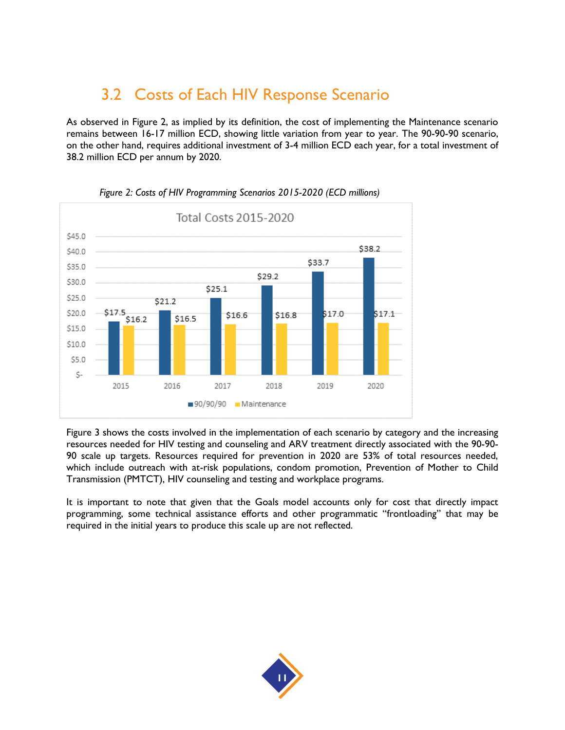## 3.2 Costs of Each HIV Response Scenario

As observed in Figure 2, as implied by its definition, the cost of implementing the Maintenance scenario remains between 16-17 million ECD, showing little variation from year to year. The 90-90-90 scenario, on the other hand, requires additional investment of 3-4 million ECD each year, for a total investment of 38.2 million ECD per annum by 2020.

*Figure 2: Costs of HIV Programming Scenarios 2015-2020 (ECD millions)*

Total Costs 2015-2020

| Year | 90/90/90 | Maintenance |
|---|---|---|
| 2015 | $17.5 | $16.2 |
| 2016 | $21.2 | $16.5 |
| 2017 | $25.1 | $16.6 |
| 2018 | $29.2 | $16.8 |
| 2019 | $33.7 | $17.0 |
| 2020 | $38.2 | $17.1 |

Figure 3 shows the costs involved in the implementation of each scenario by category and the increasing resources needed for HIV testing and counseling and ARV treatment directly associated with the 90-90-90 scale up targets. Resources required for prevention in 2020 are 53% of total resources needed, which include outreach with at-risk populations, condom promotion, Prevention of Mother to Child Transmission (PMTCT), HIV counseling and testing and workplace programs.

It is important to note that given that the Goals model accounts only for cost that directly impact programming, some technical assistance efforts and other programmatic "frontloading" that may be required in the initial years to produce this scale up are not reflected.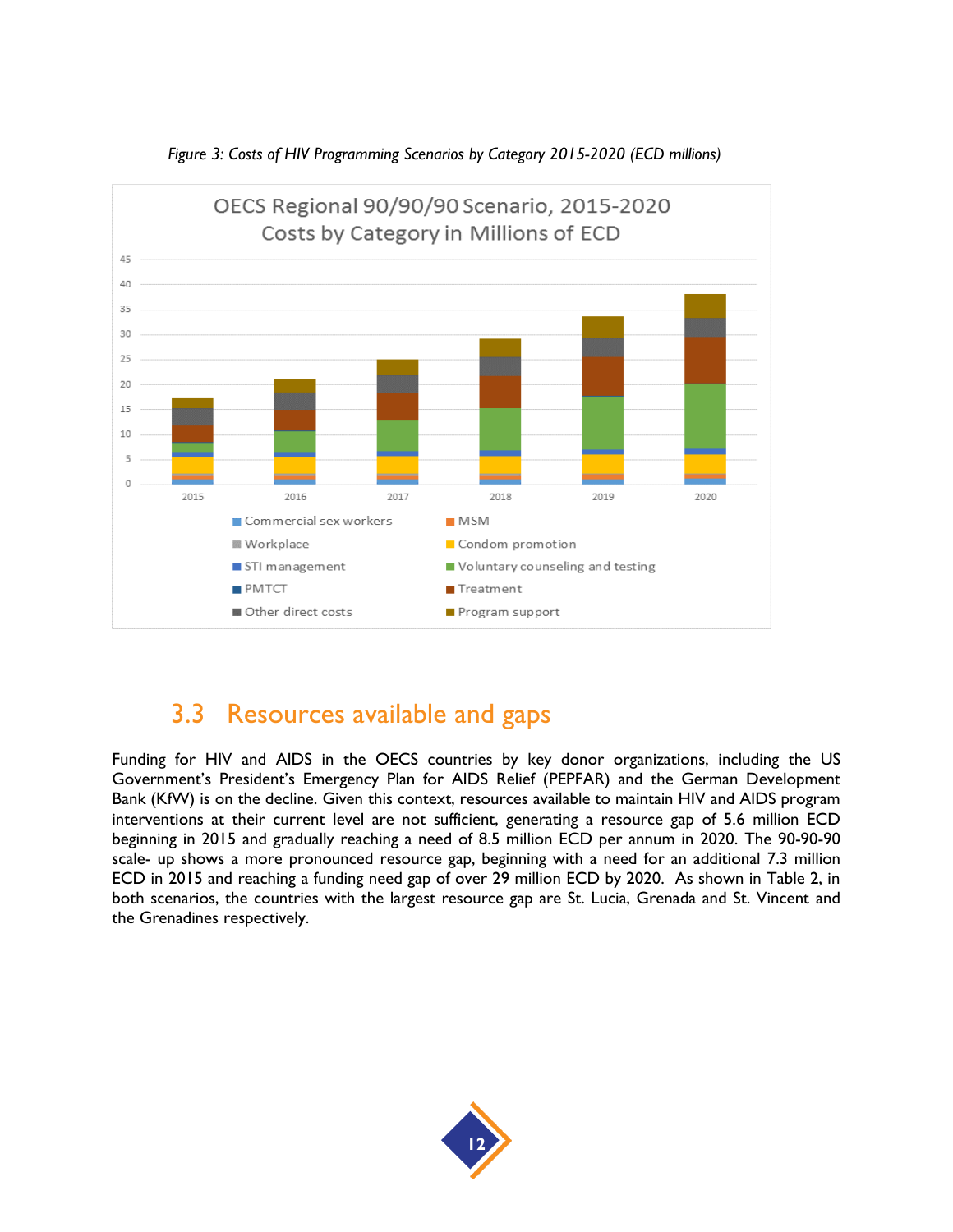*Figure 3: Costs of HIV Programming Scenarios by Category 2015-2020 (ECD millions)*

## 3.3 Resources available and gaps

Funding for HIV and AIDS in the OECS countries by key donor organizations, including the US Government's President's Emergency Plan for AIDS Relief (PEPFAR) and the German Development Bank (KfW) is on the decline. Given this context, resources available to maintain HIV and AIDS program interventions at their current level are not sufficient, generating a resource gap of 5.6 million ECD beginning in 2015 and gradually reaching a need of 8.5 million ECD per annum in 2020. The 90-90-90 scale- up shows a more pronounced resource gap, beginning with a need for an additional 7.3 million ECD in 2015 and reaching a funding need gap of over 29 million ECD by 2020. As shown in Table 2, in both scenarios, the countries with the largest resource gap are St. Lucia, Grenada and St. Vincent and the Grenadines respectively.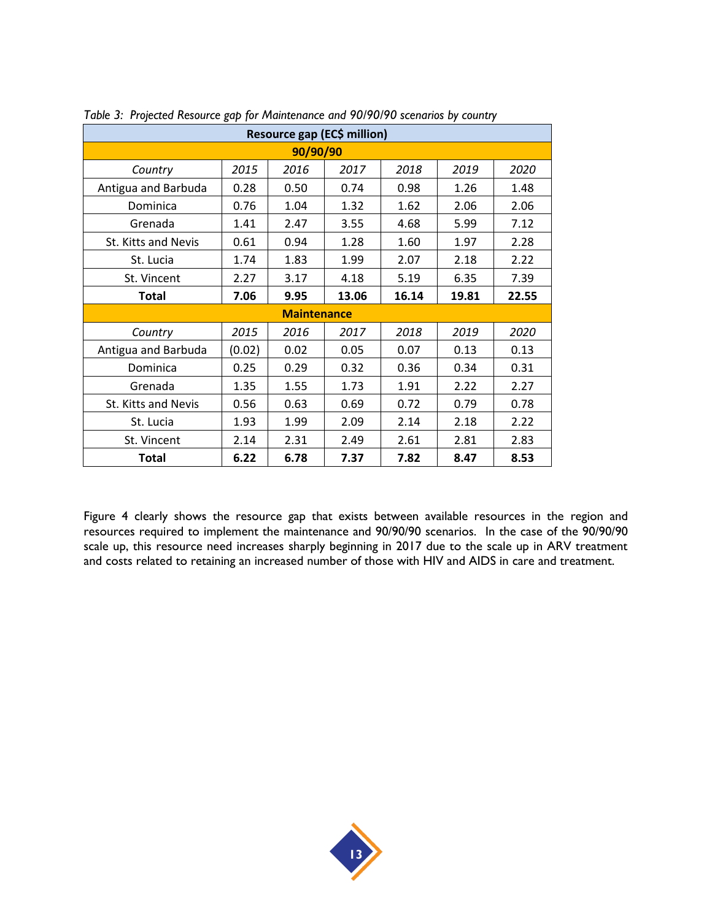*Table 3: Projected Resource gap for Maintenance and 90/90/90 scenarios by country*

| Resource gap (EC$ million) | | | | | | |
|---|---|---|---|---|---|---|
| **90/90/90** | | | | | | |
| *Country* | *2015* | *2016* | *2017* | *2018* | *2019* | *2020* |
| Antigua and Barbuda | 0.28 | 0.50 | 0.74 | 0.98 | 1.26 | 1.48 |
| Dominica | 0.76 | 1.04 | 1.32 | 1.62 | 2.06 | 2.06 |
| Grenada | 1.41 | 2.47 | 3.55 | 4.68 | 5.99 | 7.12 |
| St. Kitts and Nevis | 0.61 | 0.94 | 1.28 | 1.60 | 1.97 | 2.28 |
| St. Lucia | 1.74 | 1.83 | 1.99 | 2.07 | 2.18 | 2.22 |
| St. Vincent | 2.27 | 3.17 | 4.18 | 5.19 | 6.35 | 7.39 |
| **Total** | **7.06** | **9.95** | **13.06** | **16.14** | **19.81** | **22.55** |
| **Maintenance** | | | | | | |
| *Country* | *2015* | *2016* | *2017* | *2018* | *2019* | *2020* |
| Antigua and Barbuda | (0.02) | 0.02 | 0.05 | 0.07 | 0.13 | 0.13 |
| Dominica | 0.25 | 0.29 | 0.32 | 0.36 | 0.34 | 0.31 |
| Grenada | 1.35 | 1.55 | 1.73 | 1.91 | 2.22 | 2.27 |
| St. Kitts and Nevis | 0.56 | 0.63 | 0.69 | 0.72 | 0.79 | 0.78 |
| St. Lucia | 1.93 | 1.99 | 2.09 | 2.14 | 2.18 | 2.22 |
| St. Vincent | 2.14 | 2.31 | 2.49 | 2.61 | 2.81 | 2.83 |
| **Total** | **6.22** | **6.78** | **7.37** | **7.82** | **8.47** | **8.53** |

Figure 4 clearly shows the resource gap that exists between available resources in the region and resources required to implement the maintenance and 90/90/90 scenarios. In the case of the 90/90/90 scale up, this resource need increases sharply beginning in 2017 due to the scale up in ARV treatment and costs related to retaining an increased number of those with HIV and AIDS in care and treatment.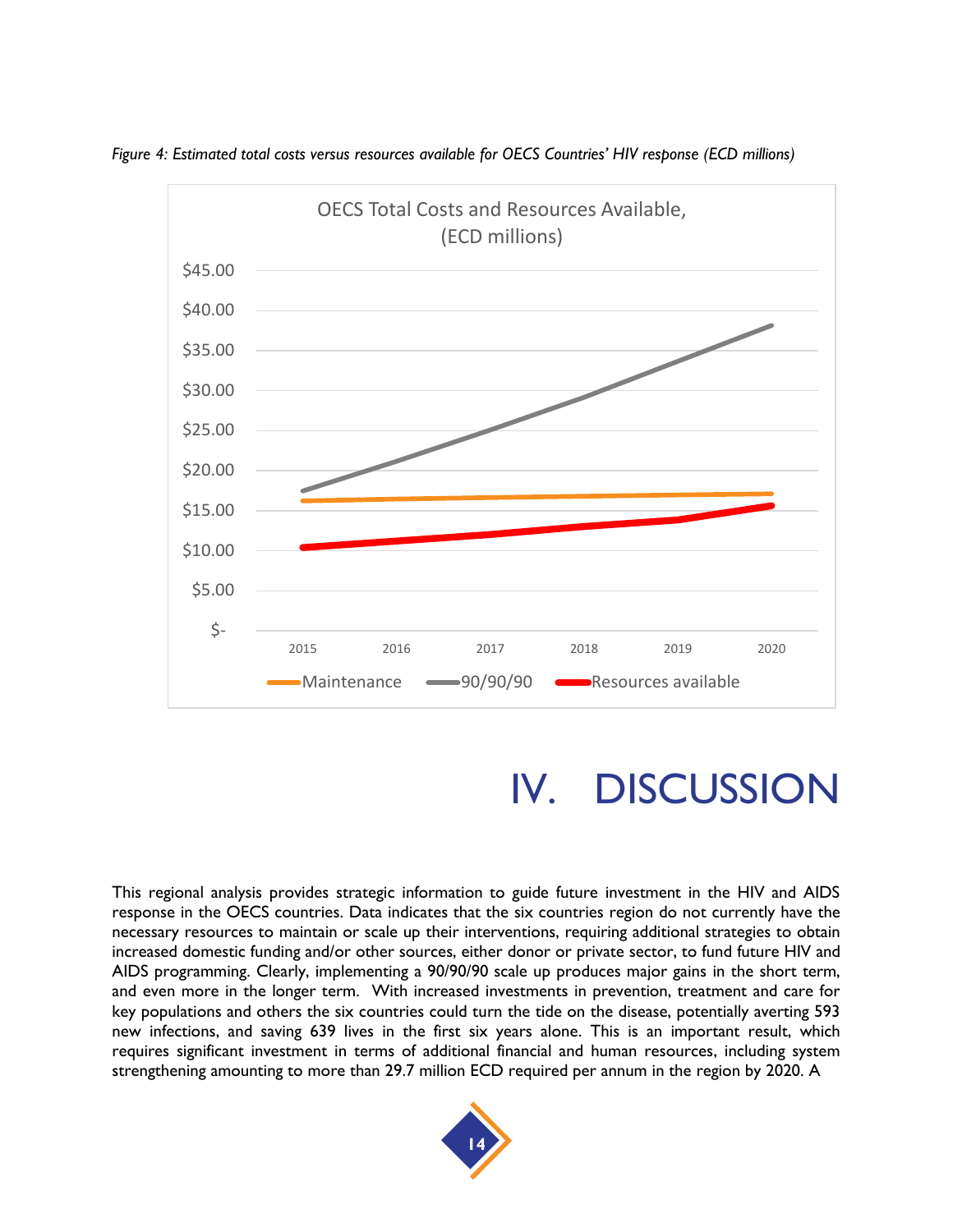*Figure 4: Estimated total costs versus resources available for OECS Countries' HIV response (ECD millions)*

# IV. DISCUSSION

This regional analysis provides strategic information to guide future investment in the HIV and AIDS response in the OECS countries. Data indicates that the six countries region do not currently have the necessary resources to maintain or scale up their interventions, requiring additional strategies to obtain increased domestic funding and/or other sources, either donor or private sector, to fund future HIV and AIDS programming. Clearly, implementing a 90/90/90 scale up produces major gains in the short term, and even more in the longer term. With increased investments in prevention, treatment and care for key populations and others the six countries could turn the tide on the disease, potentially averting 593 new infections, and saving 639 lives in the first six years alone. This is an important result, which requires significant investment in terms of additional financial and human resources, including system strengthening amounting to more than 29.7 million ECD required per annum in the region by 2020. A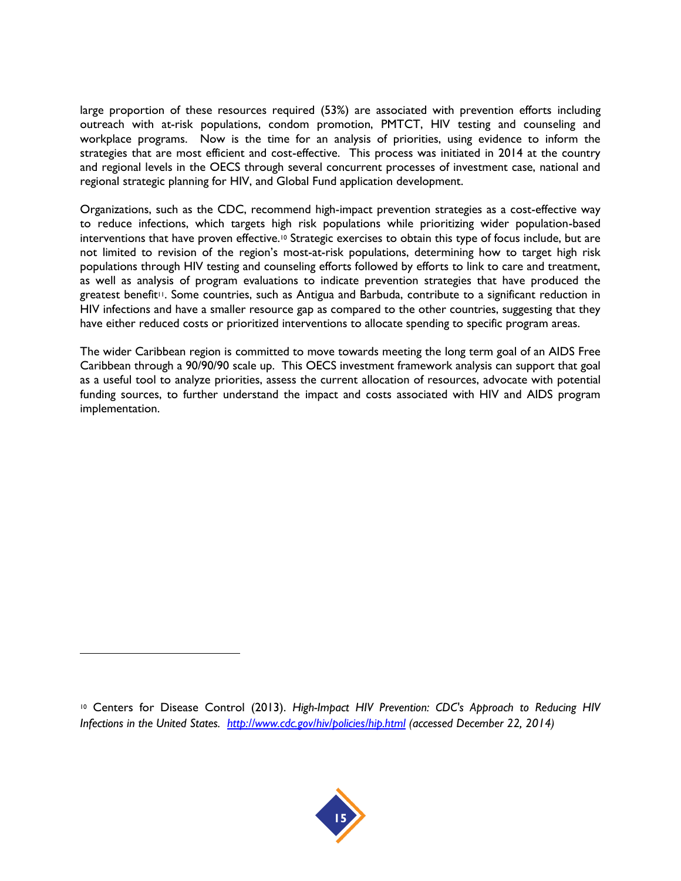large proportion of these resources required (53%) are associated with prevention efforts including outreach with at-risk populations, condom promotion, PMTCT, HIV testing and counseling and workplace programs. Now is the time for an analysis of priorities, using evidence to inform the strategies that are most efficient and cost-effective. This process was initiated in 2014 at the country and regional levels in the OECS through several concurrent processes of investment case, national and regional strategic planning for HIV, and Global Fund application development.

Organizations, such as the CDC, recommend high-impact prevention strategies as a cost-effective way to reduce infections, which targets high risk populations while prioritizing wider population-based interventions that have proven effective.[10] Strategic exercises to obtain this type of focus include, but are not limited to revision of the region's most-at-risk populations, determining how to target high risk populations through HIV testing and counseling efforts followed by efforts to link to care and treatment, as well as analysis of program evaluations to indicate prevention strategies that have produced the greatest benefit[11]. Some countries, such as Antigua and Barbuda, contribute to a significant reduction in HIV infections and have a smaller resource gap as compared to the other countries, suggesting that they have either reduced costs or prioritized interventions to allocate spending to specific program areas.

The wider Caribbean region is committed to move towards meeting the long term goal of an AIDS Free Caribbean through a 90/90/90 scale up. This OECS investment framework analysis can support that goal as a useful tool to analyze priorities, assess the current allocation of resources, advocate with potential funding sources, to further understand the impact and costs associated with HIV and AIDS program implementation.

---

[10] Centers for Disease Control (2013). *High-Impact HIV Prevention: CDC's Approach to Reducing HIV Infections in the United States.* *http://www.cdc.gov/hiv/policies/hip.html (accessed December 22, 2014)*